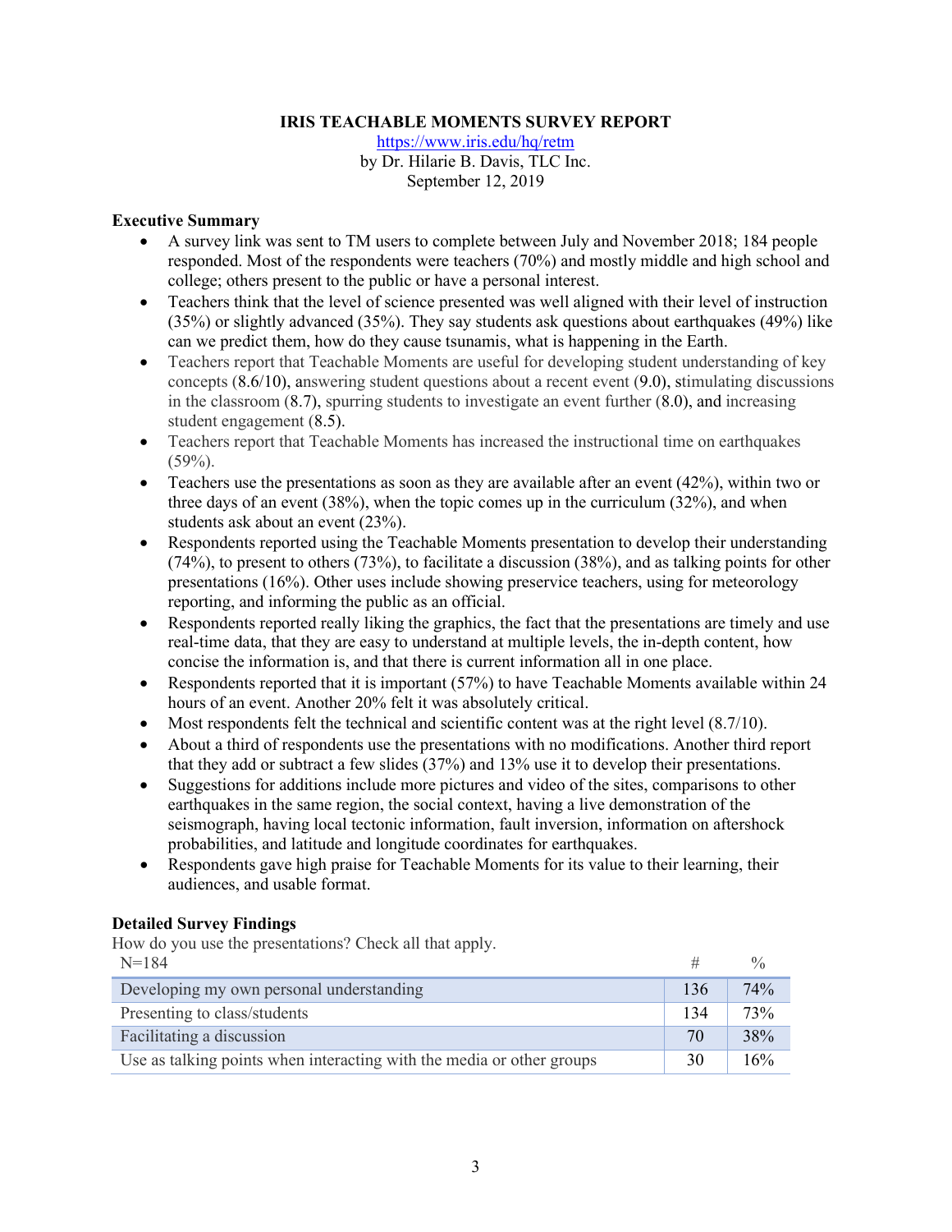# IRIS TEACHABLE MOMENTS SURVEY REPORT

https://www.iris.edu/hq/retm
by Dr. Hilarie B. Davis, TLC Inc.
September 12, 2019

## Executive Summary

- A survey link was sent to TM users to complete between July and November 2018; 184 people responded. Most of the respondents were teachers (70%) and mostly middle and high school and college; others present to the public or have a personal interest.
- Teachers think that the level of science presented was well aligned with their level of instruction (35%) or slightly advanced (35%). They say students ask questions about earthquakes (49%) like can we predict them, how do they cause tsunamis, what is happening in the Earth.
- Teachers report that Teachable Moments are useful for developing student understanding of key concepts (8.6/10), answering student questions about a recent event (9.0), stimulating discussions in the classroom (8.7), spurring students to investigate an event further (8.0), and increasing student engagement (8.5).
- Teachers report that Teachable Moments has increased the instructional time on earthquakes (59%).
- Teachers use the presentations as soon as they are available after an event (42%), within two or three days of an event (38%), when the topic comes up in the curriculum (32%), and when students ask about an event (23%).
- Respondents reported using the Teachable Moments presentation to develop their understanding (74%), to present to others (73%), to facilitate a discussion (38%), and as talking points for other presentations (16%). Other uses include showing preservice teachers, using for meteorology reporting, and informing the public as an official.
- Respondents reported really liking the graphics, the fact that the presentations are timely and use real-time data, that they are easy to understand at multiple levels, the in-depth content, how concise the information is, and that there is current information all in one place.
- Respondents reported that it is important (57%) to have Teachable Moments available within 24 hours of an event. Another 20% felt it was absolutely critical.
- Most respondents felt the technical and scientific content was at the right level (8.7/10).
- About a third of respondents use the presentations with no modifications. Another third report that they add or subtract a few slides (37%) and 13% use it to develop their presentations.
- Suggestions for additions include more pictures and video of the sites, comparisons to other earthquakes in the same region, the social context, having a live demonstration of the seismograph, having local tectonic information, fault inversion, information on aftershock probabilities, and latitude and longitude coordinates for earthquakes.
- Respondents gave high praise for Teachable Moments for its value to their learning, their audiences, and usable format.

## Detailed Survey Findings

How do you use the presentations? Check all that apply.

| N=184 | # | % |
|---|---|---|
| Developing my own personal understanding | 136 | 74% |
| Presenting to class/students | 134 | 73% |
| Facilitating a discussion | 70 | 38% |
| Use as talking points when interacting with the media or other groups | 30 | 16% |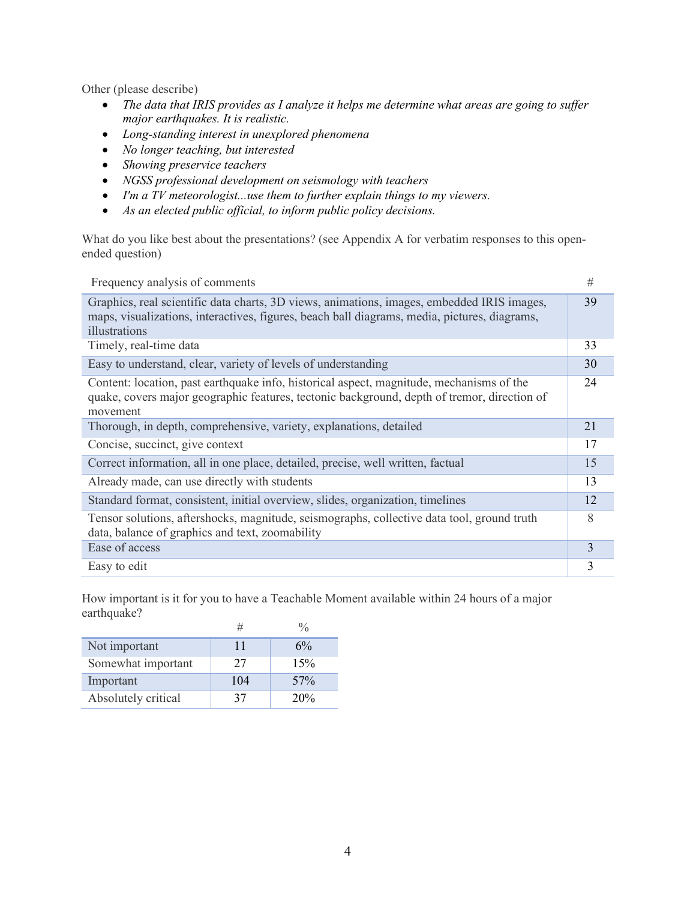Other (please describe)

- *The data that IRIS provides as I analyze it helps me determine what areas are going to suffer major earthquakes. It is realistic.*
- *Long-standing interest in unexplored phenomena*
- *No longer teaching, but interested*
- *Showing preservice teachers*
- *NGSS professional development on seismology with teachers*
- *I'm a TV meteorologist...use them to further explain things to my viewers.*
- *As an elected public official, to inform public policy decisions.*

What do you like best about the presentations? (see Appendix A for verbatim responses to this open-ended question)

| Frequency analysis of comments | # |
|---|---|
| Graphics, real scientific data charts, 3D views, animations, images, embedded IRIS images, maps, visualizations, interactives, figures, beach ball diagrams, media, pictures, diagrams, illustrations | 39 |
| Timely, real-time data | 33 |
| Easy to understand, clear, variety of levels of understanding | 30 |
| Content: location, past earthquake info, historical aspect, magnitude, mechanisms of the quake, covers major geographic features, tectonic background, depth of tremor, direction of movement | 24 |
| Thorough, in depth, comprehensive, variety, explanations, detailed | 21 |
| Concise, succinct, give context | 17 |
| Correct information, all in one place, detailed, precise, well written, factual | 15 |
| Already made, can use directly with students | 13 |
| Standard format, consistent, initial overview, slides, organization, timelines | 12 |
| Tensor solutions, aftershocks, magnitude, seismographs, collective data tool, ground truth data, balance of graphics and text, zoomability | 8 |
| Ease of access | 3 |
| Easy to edit | 3 |

How important is it for you to have a Teachable Moment available within 24 hours of a major earthquake?

| | # | % |
|---|---|---|
| Not important | 11 | 6% |
| Somewhat important | 27 | 15% |
| Important | 104 | 57% |
| Absolutely critical | 37 | 20% |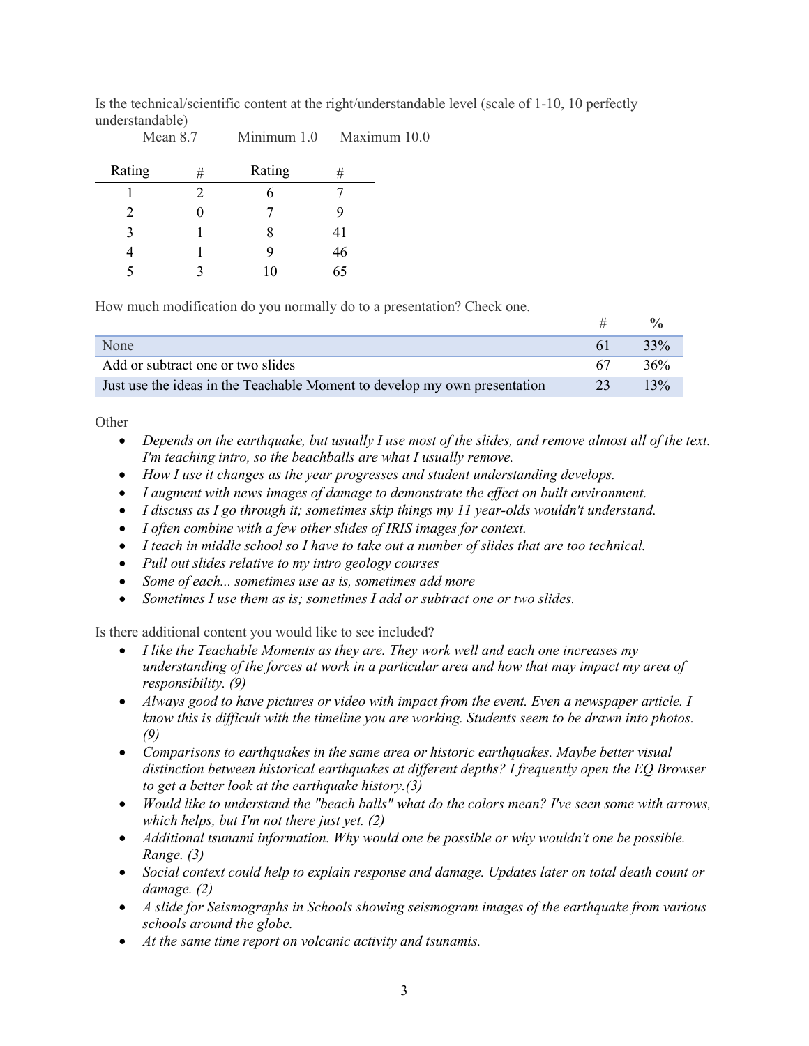Is the technical/scientific content at the right/understandable level (scale of 1-10, 10 perfectly understandable)

Mean 8.7 Minimum 1.0 Maximum 10.0

| Rating | # | Rating | # |
|---|---|---|---|
| 1 | 2 | 6 | 7 |
| 2 | 0 | 7 | 9 |
| 3 | 1 | 8 | 41 |
| 4 | 1 | 9 | 46 |
| 5 | 3 | 10 | 65 |

How much modification do you normally do to a presentation? Check one.

| | # | % |
|---|---|---|
| None | 61 | 33% |
| Add or subtract one or two slides | 67 | 36% |
| Just use the ideas in the Teachable Moment to develop my own presentation | 23 | 13% |

Other

- *Depends on the earthquake, but usually I use most of the slides, and remove almost all of the text. I'm teaching intro, so the beachballs are what I usually remove.*
- *How I use it changes as the year progresses and student understanding develops.*
- *I augment with news images of damage to demonstrate the effect on built environment.*
- *I discuss as I go through it; sometimes skip things my 11 year-olds wouldn't understand.*
- *I often combine with a few other slides of IRIS images for context.*
- *I teach in middle school so I have to take out a number of slides that are too technical.*
- *Pull out slides relative to my intro geology courses*
- *Some of each... sometimes use as is, sometimes add more*
- *Sometimes I use them as is; sometimes I add or subtract one or two slides.*

Is there additional content you would like to see included?

- *I like the Teachable Moments as they are. They work well and each one increases my understanding of the forces at work in a particular area and how that may impact my area of responsibility. (9)*
- *Always good to have pictures or video with impact from the event. Even a newspaper article. I know this is difficult with the timeline you are working. Students seem to be drawn into photos. (9)*
- *Comparisons to earthquakes in the same area or historic earthquakes. Maybe better visual distinction between historical earthquakes at different depths? I frequently open the EQ Browser to get a better look at the earthquake history.(3)*
- *Would like to understand the "beach balls" what do the colors mean? I've seen some with arrows, which helps, but I'm not there just yet. (2)*
- *Additional tsunami information. Why would one be possible or why wouldn't one be possible. Range. (3)*
- *Social context could help to explain response and damage. Updates later on total death count or damage. (2)*
- *A slide for Seismographs in Schools showing seismogram images of the earthquake from various schools around the globe.*
- *At the same time report on volcanic activity and tsunamis.*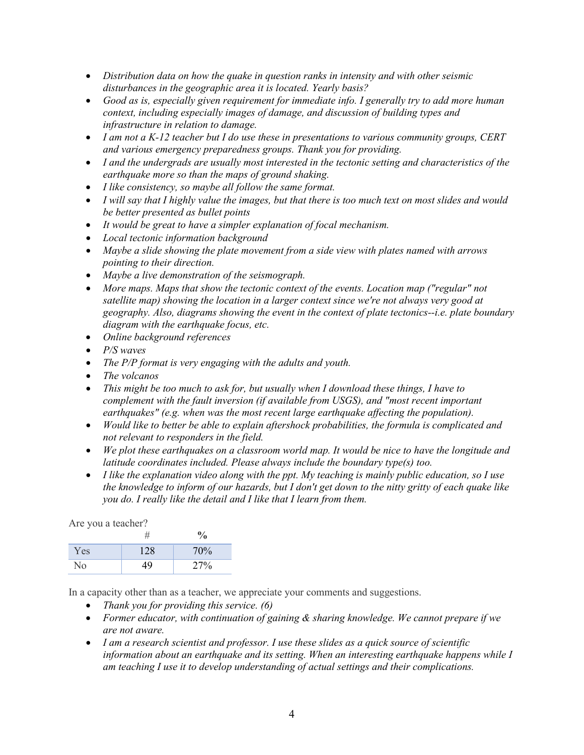- *Distribution data on how the quake in question ranks in intensity and with other seismic disturbances in the geographic area it is located. Yearly basis?*
- *Good as is, especially given requirement for immediate info. I generally try to add more human context, including especially images of damage, and discussion of building types and infrastructure in relation to damage.*
- *I am not a K-12 teacher but I do use these in presentations to various community groups, CERT and various emergency preparedness groups. Thank you for providing.*
- *I and the undergrads are usually most interested in the tectonic setting and characteristics of the earthquake more so than the maps of ground shaking.*
- *I like consistency, so maybe all follow the same format.*
- *I will say that I highly value the images, but that there is too much text on most slides and would be better presented as bullet points*
- *It would be great to have a simpler explanation of focal mechanism.*
- *Local tectonic information background*
- *Maybe a slide showing the plate movement from a side view with plates named with arrows pointing to their direction.*
- *Maybe a live demonstration of the seismograph.*
- *More maps. Maps that show the tectonic context of the events. Location map ("regular" not satellite map) showing the location in a larger context since we're not always very good at geography. Also, diagrams showing the event in the context of plate tectonics--i.e. plate boundary diagram with the earthquake focus, etc.*
- *Online background references*
- *P/S waves*
- *The P/P format is very engaging with the adults and youth.*
- *The volcanos*
- *This might be too much to ask for, but usually when I download these things, I have to complement with the fault inversion (if available from USGS), and "most recent important earthquakes" (e.g. when was the most recent large earthquake affecting the population).*
- *Would like to better be able to explain aftershock probabilities, the formula is complicated and not relevant to responders in the field.*
- *We plot these earthquakes on a classroom world map. It would be nice to have the longitude and latitude coordinates included. Please always include the boundary type(s) too.*
- *I like the explanation video along with the ppt. My teaching is mainly public education, so I use the knowledge to inform of our hazards, but I don't get down to the nitty gritty of each quake like you do. I really like the detail and I like that I learn from them.*

Are you a teacher?

| | # | % |
|---|---|---|
| Yes | 128 | 70% |
| No | 49 | 27% |

In a capacity other than as a teacher, we appreciate your comments and suggestions.

- *Thank you for providing this service. (6)*
- *Former educator, with continuation of gaining & sharing knowledge. We cannot prepare if we are not aware.*
- *I am a research scientist and professor. I use these slides as a quick source of scientific information about an earthquake and its setting. When an interesting earthquake happens while I am teaching I use it to develop understanding of actual settings and their complications.*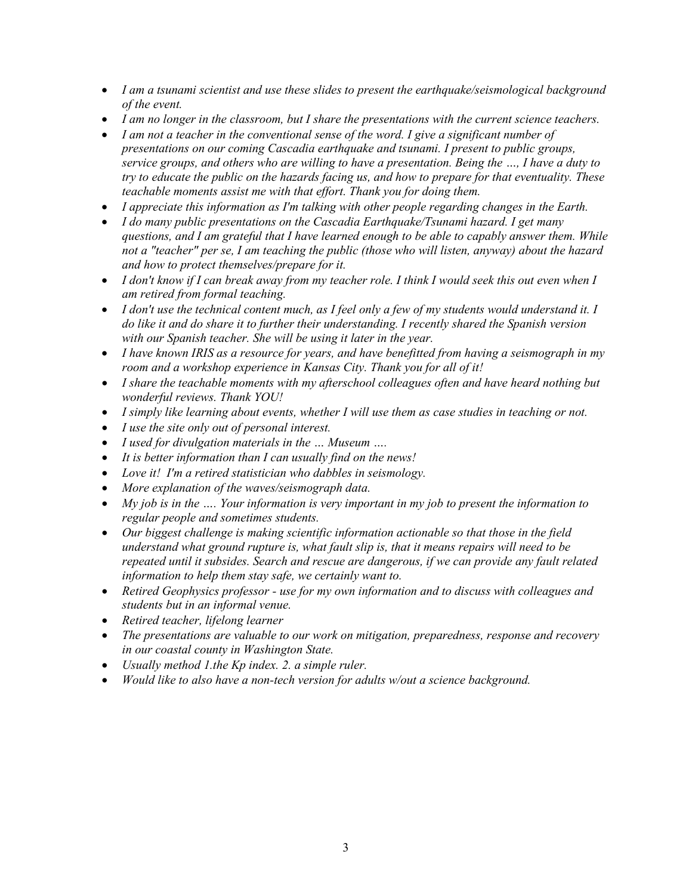- *I am a tsunami scientist and use these slides to present the earthquake/seismological background of the event.*
- *I am no longer in the classroom, but I share the presentations with the current science teachers.*
- *I am not a teacher in the conventional sense of the word. I give a significant number of presentations on our coming Cascadia earthquake and tsunami. I present to public groups, service groups, and others who are willing to have a presentation. Being the …, I have a duty to try to educate the public on the hazards facing us, and how to prepare for that eventuality. These teachable moments assist me with that effort. Thank you for doing them.*
- *I appreciate this information as I'm talking with other people regarding changes in the Earth.*
- *I do many public presentations on the Cascadia Earthquake/Tsunami hazard. I get many questions, and I am grateful that I have learned enough to be able to capably answer them. While not a "teacher" per se, I am teaching the public (those who will listen, anyway) about the hazard and how to protect themselves/prepare for it.*
- *I don't know if I can break away from my teacher role. I think I would seek this out even when I am retired from formal teaching.*
- *I don't use the technical content much, as I feel only a few of my students would understand it. I do like it and do share it to further their understanding. I recently shared the Spanish version with our Spanish teacher. She will be using it later in the year.*
- *I have known IRIS as a resource for years, and have benefitted from having a seismograph in my room and a workshop experience in Kansas City. Thank you for all of it!*
- *I share the teachable moments with my afterschool colleagues often and have heard nothing but wonderful reviews. Thank YOU!*
- *I simply like learning about events, whether I will use them as case studies in teaching or not.*
- *I use the site only out of personal interest.*
- *I used for divulgation materials in the … Museum ….*
- *It is better information than I can usually find on the news!*
- *Love it! I'm a retired statistician who dabbles in seismology.*
- *More explanation of the waves/seismograph data.*
- *My job is in the …. Your information is very important in my job to present the information to regular people and sometimes students.*
- *Our biggest challenge is making scientific information actionable so that those in the field understand what ground rupture is, what fault slip is, that it means repairs will need to be repeated until it subsides. Search and rescue are dangerous, if we can provide any fault related information to help them stay safe, we certainly want to.*
- *Retired Geophysics professor - use for my own information and to discuss with colleagues and students but in an informal venue.*
- *Retired teacher, lifelong learner*
- *The presentations are valuable to our work on mitigation, preparedness, response and recovery in our coastal county in Washington State.*
- *Usually method 1.the Kp index. 2. a simple ruler.*
- *Would like to also have a non-tech version for adults w/out a science background.*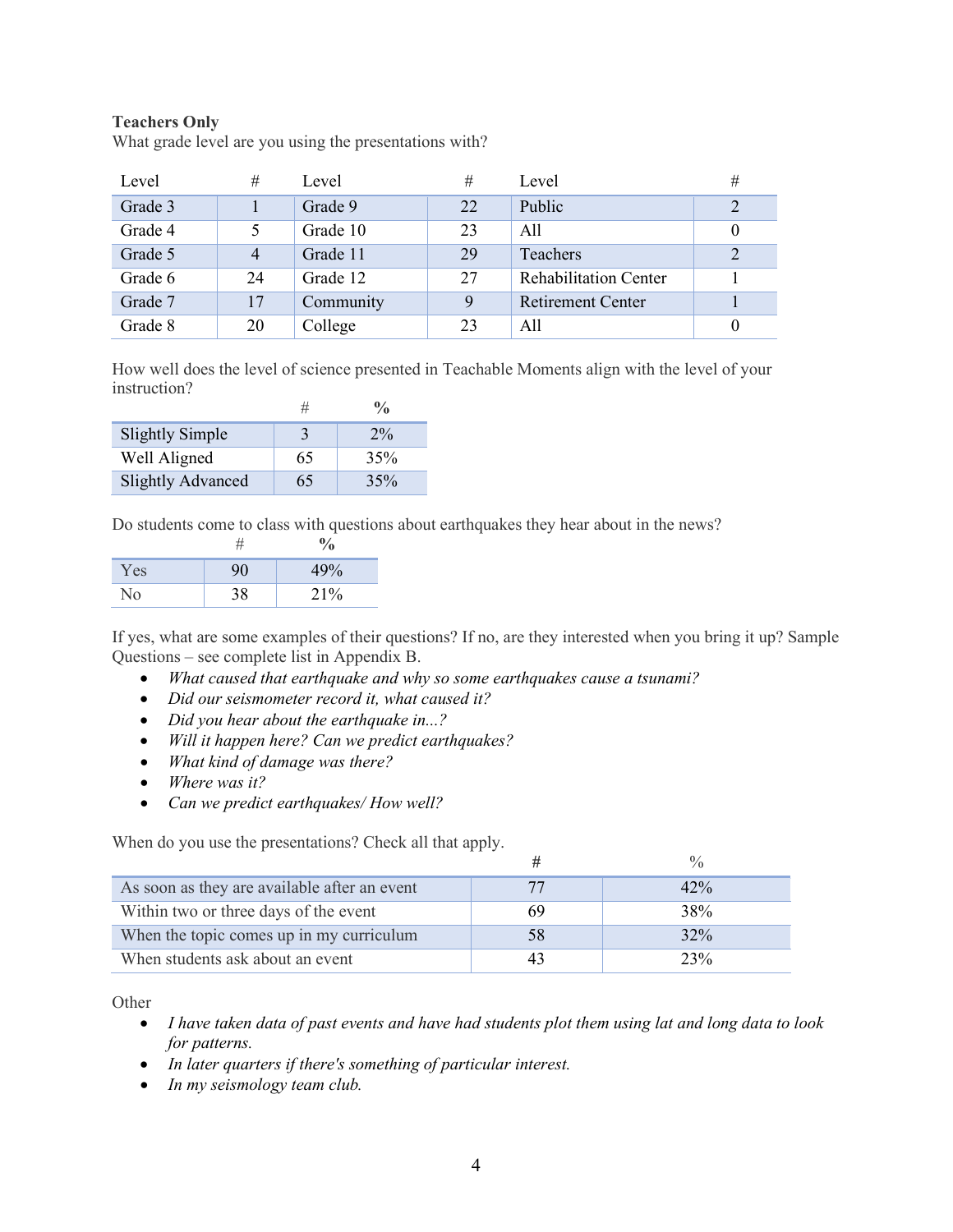**Teachers Only**

What grade level are you using the presentations with?

| Level | # | Level | # | Level | # |
|---|---|---|---|---|---|
| Grade 3 | 1 | Grade 9 | 22 | Public | 2 |
| Grade 4 | 5 | Grade 10 | 23 | All | 0 |
| Grade 5 | 4 | Grade 11 | 29 | Teachers | 2 |
| Grade 6 | 24 | Grade 12 | 27 | Rehabilitation Center | 1 |
| Grade 7 | 17 | Community | 9 | Retirement Center | 1 |
| Grade 8 | 20 | College | 23 | All | 0 |

How well does the level of science presented in Teachable Moments align with the level of your instruction?

| | # | % |
|---|---|---|
| Slightly Simple | 3 | 2% |
| Well Aligned | 65 | 35% |
| Slightly Advanced | 65 | 35% |

Do students come to class with questions about earthquakes they hear about in the news?

| | # | % |
|---|---|---|
| Yes | 90 | 49% |
| No | 38 | 21% |

If yes, what are some examples of their questions? If no, are they interested when you bring it up? Sample Questions – see complete list in Appendix B.

- *What caused that earthquake and why so some earthquakes cause a tsunami?*
- *Did our seismometer record it, what caused it?*
- *Did you hear about the earthquake in...?*
- *Will it happen here? Can we predict earthquakes?*
- *What kind of damage was there?*
- *Where was it?*
- *Can we predict earthquakes/ How well?*

When do you use the presentations? Check all that apply.

| | # | % |
|---|---|---|
| As soon as they are available after an event | 77 | 42% |
| Within two or three days of the event | 69 | 38% |
| When the topic comes up in my curriculum | 58 | 32% |
| When students ask about an event | 43 | 23% |

Other

- *I have taken data of past events and have had students plot them using lat and long data to look for patterns.*
- *In later quarters if there's something of particular interest.*
- *In my seismology team club.*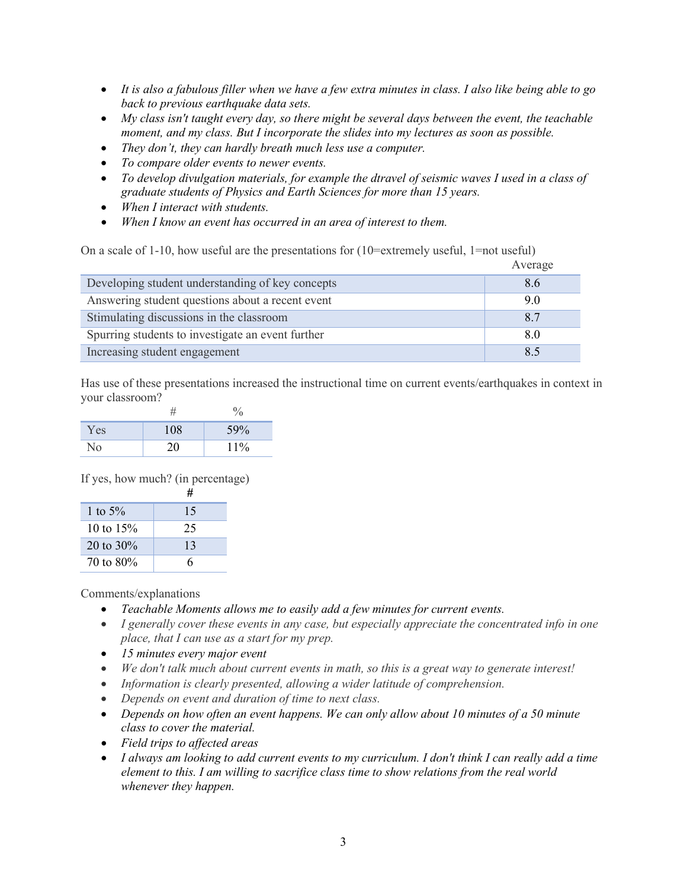- *It is also a fabulous filler when we have a few extra minutes in class. I also like being able to go back to previous earthquake data sets.*
- *My class isn't taught every day, so there might be several days between the event, the teachable moment, and my class. But I incorporate the slides into my lectures as soon as possible.*
- *They don't, they can hardly breath much less use a computer.*
- *To compare older events to newer events.*
- *To develop divulgation materials, for example the dtravel of seismic waves I used in a class of graduate students of Physics and Earth Sciences for more than 15 years.*
- *When I interact with students.*
- *When I know an event has occurred in an area of interest to them.*

On a scale of 1-10, how useful are the presentations for (10=extremely useful, 1=not useful)

| | Average |
|---|---|
| Developing student understanding of key concepts | 8.6 |
| Answering student questions about a recent event | 9.0 |
| Stimulating discussions in the classroom | 8.7 |
| Spurring students to investigate an event further | 8.0 |
| Increasing student engagement | 8.5 |

Has use of these presentations increased the instructional time on current events/earthquakes in context in your classroom?

| | # | % |
|---|---|---|
| Yes | 108 | 59% |
| No | 20 | 11% |

If yes, how much? (in percentage)

| | # |
|---|---|
| 1 to 5% | 15 |
| 10 to 15% | 25 |
| 20 to 30% | 13 |
| 70 to 80% | 6 |

Comments/explanations

- *Teachable Moments allows me to easily add a few minutes for current events.*
- *I generally cover these events in any case, but especially appreciate the concentrated info in one place, that I can use as a start for my prep.*
- *15 minutes every major event*
- *We don't talk much about current events in math, so this is a great way to generate interest!*
- *Information is clearly presented, allowing a wider latitude of comprehension.*
- *Depends on event and duration of time to next class.*
- *Depends on how often an event happens. We can only allow about 10 minutes of a 50 minute class to cover the material.*
- *Field trips to affected areas*
- *I always am looking to add current events to my curriculum. I don't think I can really add a time element to this. I am willing to sacrifice class time to show relations from the real world whenever they happen.*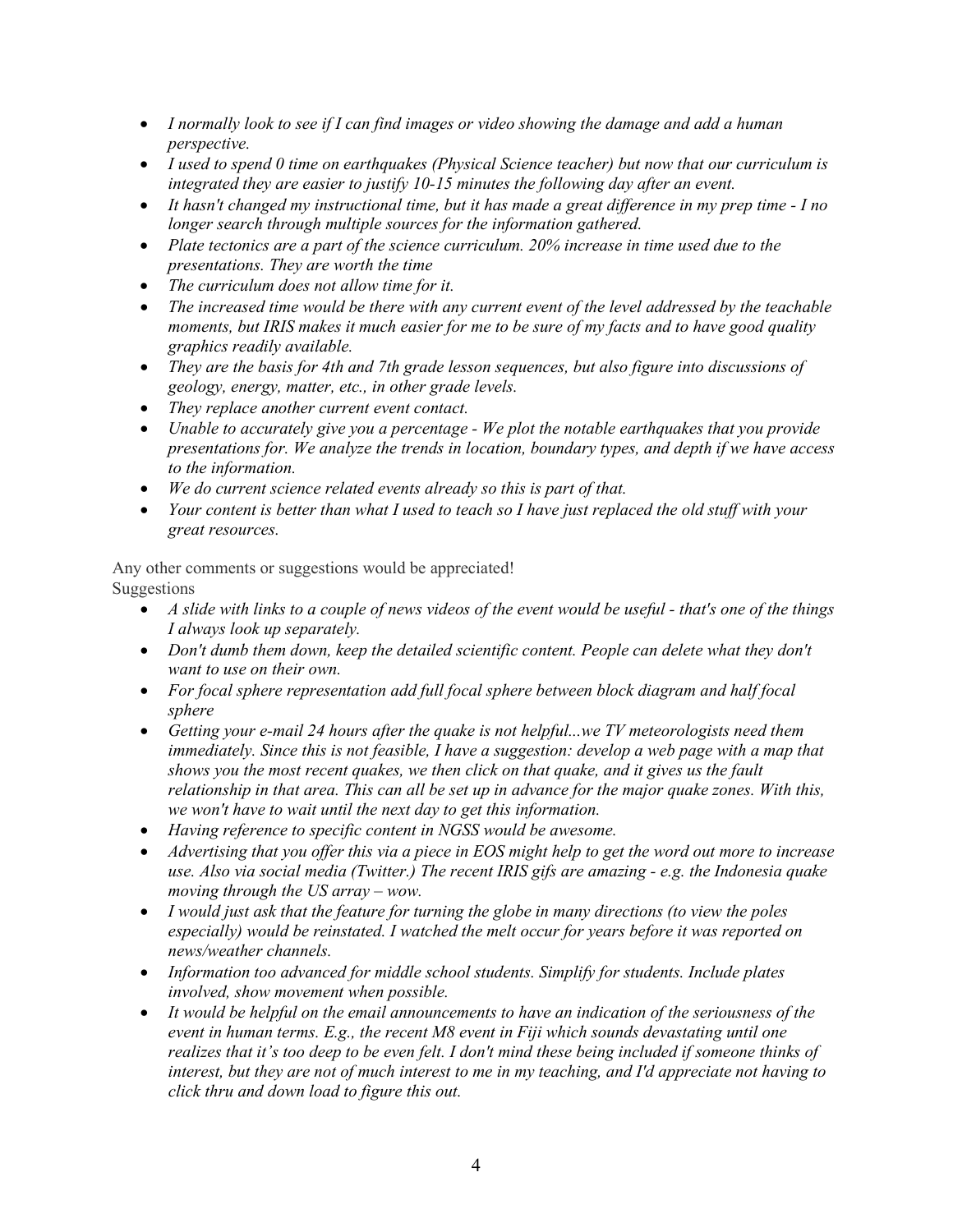- *I normally look to see if I can find images or video showing the damage and add a human perspective.*
- *I used to spend 0 time on earthquakes (Physical Science teacher) but now that our curriculum is integrated they are easier to justify 10-15 minutes the following day after an event.*
- *It hasn't changed my instructional time, but it has made a great difference in my prep time - I no longer search through multiple sources for the information gathered.*
- *Plate tectonics are a part of the science curriculum. 20% increase in time used due to the presentations. They are worth the time*
- *The curriculum does not allow time for it.*
- *The increased time would be there with any current event of the level addressed by the teachable moments, but IRIS makes it much easier for me to be sure of my facts and to have good quality graphics readily available.*
- *They are the basis for 4th and 7th grade lesson sequences, but also figure into discussions of geology, energy, matter, etc., in other grade levels.*
- *They replace another current event contact.*
- *Unable to accurately give you a percentage - We plot the notable earthquakes that you provide presentations for. We analyze the trends in location, boundary types, and depth if we have access to the information.*
- *We do current science related events already so this is part of that.*
- *Your content is better than what I used to teach so I have just replaced the old stuff with your great resources.*

Any other comments or suggestions would be appreciated!

Suggestions

- *A slide with links to a couple of news videos of the event would be useful - that's one of the things I always look up separately.*
- *Don't dumb them down, keep the detailed scientific content. People can delete what they don't want to use on their own.*
- *For focal sphere representation add full focal sphere between block diagram and half focal sphere*
- *Getting your e-mail 24 hours after the quake is not helpful...we TV meteorologists need them immediately. Since this is not feasible, I have a suggestion: develop a web page with a map that shows you the most recent quakes, we then click on that quake, and it gives us the fault relationship in that area. This can all be set up in advance for the major quake zones. With this, we won't have to wait until the next day to get this information.*
- *Having reference to specific content in NGSS would be awesome.*
- *Advertising that you offer this via a piece in EOS might help to get the word out more to increase use. Also via social media (Twitter.) The recent IRIS gifs are amazing - e.g. the Indonesia quake moving through the US array – wow.*
- *I would just ask that the feature for turning the globe in many directions (to view the poles especially) would be reinstated. I watched the melt occur for years before it was reported on news/weather channels.*
- *Information too advanced for middle school students. Simplify for students. Include plates involved, show movement when possible.*
- *It would be helpful on the email announcements to have an indication of the seriousness of the event in human terms. E.g., the recent M8 event in Fiji which sounds devastating until one realizes that it's too deep to be even felt. I don't mind these being included if someone thinks of interest, but they are not of much interest to me in my teaching, and I'd appreciate not having to click thru and down load to figure this out.*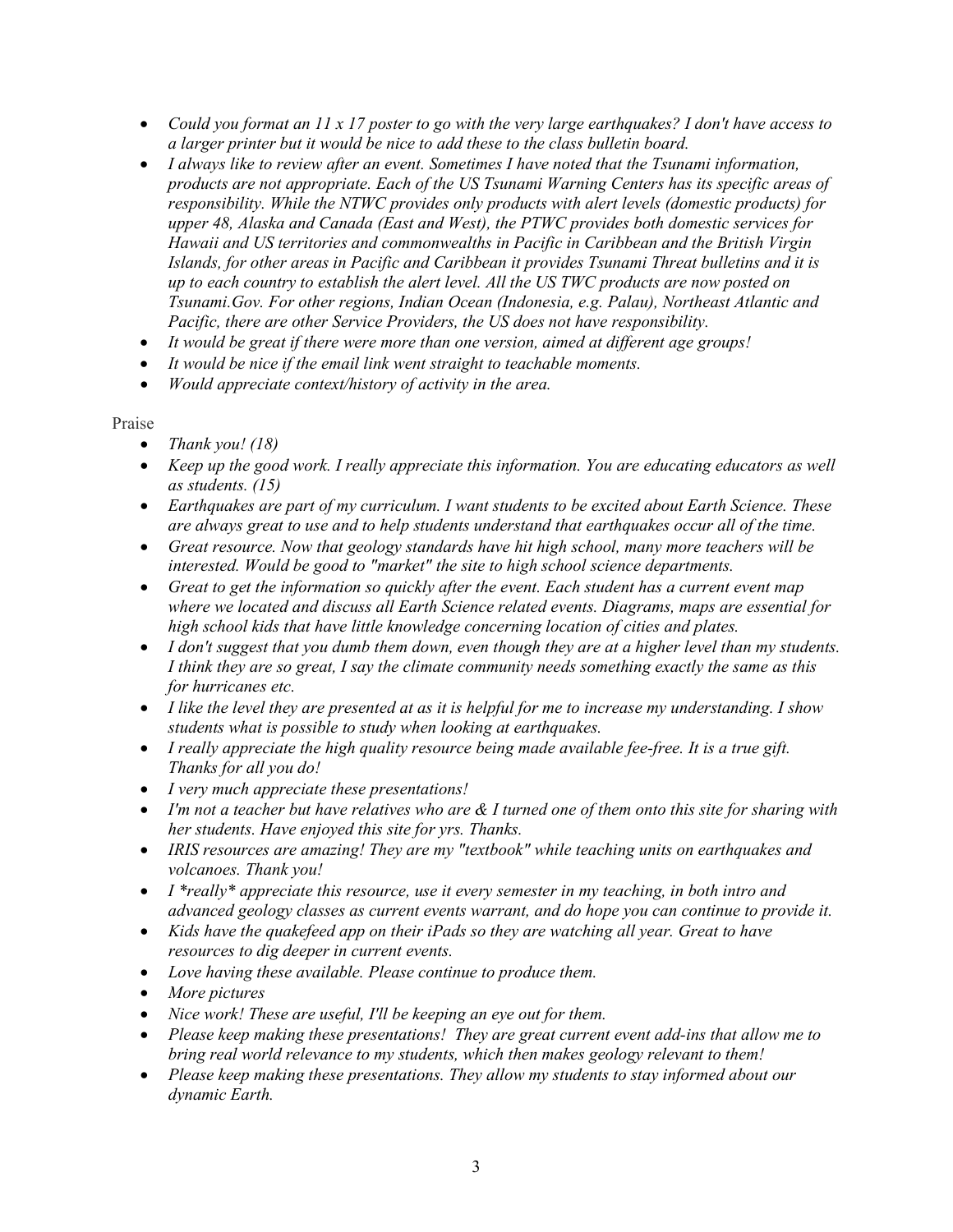- *Could you format an 11 x 17 poster to go with the very large earthquakes? I don't have access to a larger printer but it would be nice to add these to the class bulletin board.*
- *I always like to review after an event. Sometimes I have noted that the Tsunami information, products are not appropriate. Each of the US Tsunami Warning Centers has its specific areas of responsibility. While the NTWC provides only products with alert levels (domestic products) for upper 48, Alaska and Canada (East and West), the PTWC provides both domestic services for Hawaii and US territories and commonwealths in Pacific in Caribbean and the British Virgin Islands, for other areas in Pacific and Caribbean it provides Tsunami Threat bulletins and it is up to each country to establish the alert level. All the US TWC products are now posted on Tsunami.Gov. For other regions, Indian Ocean (Indonesia, e.g. Palau), Northeast Atlantic and Pacific, there are other Service Providers, the US does not have responsibility.*
- *It would be great if there were more than one version, aimed at different age groups!*
- *It would be nice if the email link went straight to teachable moments.*
- *Would appreciate context/history of activity in the area.*

Praise

- *Thank you! (18)*
- *Keep up the good work. I really appreciate this information. You are educating educators as well as students. (15)*
- *Earthquakes are part of my curriculum. I want students to be excited about Earth Science. These are always great to use and to help students understand that earthquakes occur all of the time.*
- *Great resource. Now that geology standards have hit high school, many more teachers will be interested. Would be good to "market" the site to high school science departments.*
- *Great to get the information so quickly after the event. Each student has a current event map where we located and discuss all Earth Science related events. Diagrams, maps are essential for high school kids that have little knowledge concerning location of cities and plates.*
- *I don't suggest that you dumb them down, even though they are at a higher level than my students. I think they are so great, I say the climate community needs something exactly the same as this for hurricanes etc.*
- *I like the level they are presented at as it is helpful for me to increase my understanding. I show students what is possible to study when looking at earthquakes.*
- *I really appreciate the high quality resource being made available fee-free. It is a true gift. Thanks for all you do!*
- *I very much appreciate these presentations!*
- *I'm not a teacher but have relatives who are & I turned one of them onto this site for sharing with her students. Have enjoyed this site for yrs. Thanks.*
- *IRIS resources are amazing! They are my "textbook" while teaching units on earthquakes and volcanoes. Thank you!*
- *I *really* appreciate this resource, use it every semester in my teaching, in both intro and advanced geology classes as current events warrant, and do hope you can continue to provide it.*
- *Kids have the quakefeed app on their iPads so they are watching all year. Great to have resources to dig deeper in current events.*
- *Love having these available. Please continue to produce them.*
- *More pictures*
- *Nice work! These are useful, I'll be keeping an eye out for them.*
- *Please keep making these presentations! They are great current event add-ins that allow me to bring real world relevance to my students, which then makes geology relevant to them!*
- *Please keep making these presentations. They allow my students to stay informed about our dynamic Earth.*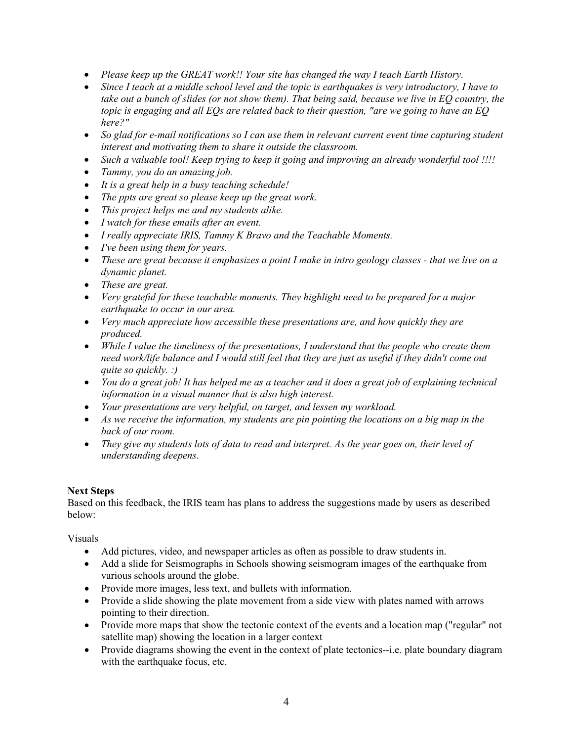- *Please keep up the GREAT work!! Your site has changed the way I teach Earth History.*
- *Since I teach at a middle school level and the topic is earthquakes is very introductory, I have to take out a bunch of slides (or not show them). That being said, because we live in EQ country, the topic is engaging and all EQs are related back to their question, "are we going to have an EQ here?"*
- *So glad for e-mail notifications so I can use them in relevant current event time capturing student interest and motivating them to share it outside the classroom.*
- *Such a valuable tool! Keep trying to keep it going and improving an already wonderful tool !!!!*
- *Tammy, you do an amazing job.*
- *It is a great help in a busy teaching schedule!*
- *The ppts are great so please keep up the great work.*
- *This project helps me and my students alike.*
- *I watch for these emails after an event.*
- *I really appreciate IRIS, Tammy K Bravo and the Teachable Moments.*
- *I've been using them for years.*
- *These are great because it emphasizes a point I make in intro geology classes - that we live on a dynamic planet.*
- *These are great.*
- *Very grateful for these teachable moments. They highlight need to be prepared for a major earthquake to occur in our area.*
- *Very much appreciate how accessible these presentations are, and how quickly they are produced.*
- *While I value the timeliness of the presentations, I understand that the people who create them need work/life balance and I would still feel that they are just as useful if they didn't come out quite so quickly. :)*
- *You do a great job! It has helped me as a teacher and it does a great job of explaining technical information in a visual manner that is also high interest.*
- *Your presentations are very helpful, on target, and lessen my workload.*
- *As we receive the information, my students are pin pointing the locations on a big map in the back of our room.*
- *They give my students lots of data to read and interpret. As the year goes on, their level of understanding deepens.*

**Next Steps**

Based on this feedback, the IRIS team has plans to address the suggestions made by users as described below:

Visuals

- Add pictures, video, and newspaper articles as often as possible to draw students in.
- Add a slide for Seismographs in Schools showing seismogram images of the earthquake from various schools around the globe.
- Provide more images, less text, and bullets with information.
- Provide a slide showing the plate movement from a side view with plates named with arrows pointing to their direction.
- Provide more maps that show the tectonic context of the events and a location map ("regular" not satellite map) showing the location in a larger context
- Provide diagrams showing the event in the context of plate tectonics--i.e. plate boundary diagram with the earthquake focus, etc.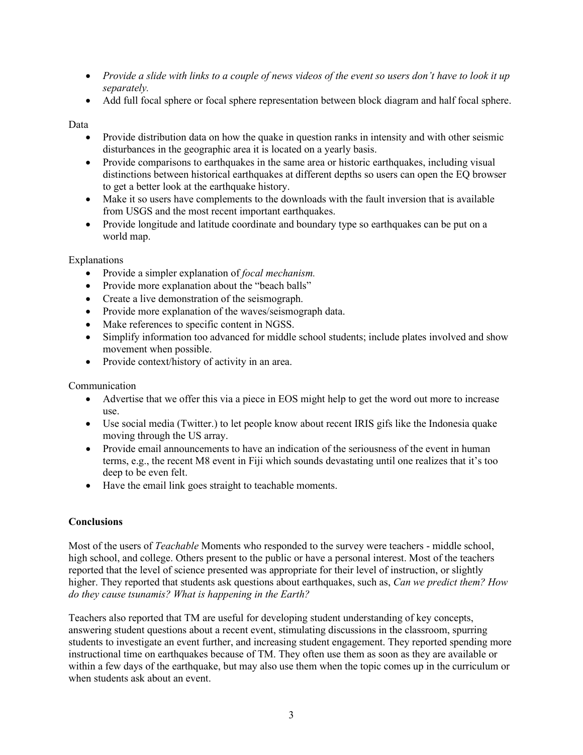- *Provide a slide with links to a couple of news videos of the event so users don't have to look it up separately.*
- Add full focal sphere or focal sphere representation between block diagram and half focal sphere.

Data

- Provide distribution data on how the quake in question ranks in intensity and with other seismic disturbances in the geographic area it is located on a yearly basis.
- Provide comparisons to earthquakes in the same area or historic earthquakes, including visual distinctions between historical earthquakes at different depths so users can open the EQ browser to get a better look at the earthquake history.
- Make it so users have complements to the downloads with the fault inversion that is available from USGS and the most recent important earthquakes.
- Provide longitude and latitude coordinate and boundary type so earthquakes can be put on a world map.

Explanations

- Provide a simpler explanation of *focal mechanism.*
- Provide more explanation about the "beach balls"
- Create a live demonstration of the seismograph.
- Provide more explanation of the waves/seismograph data.
- Make references to specific content in NGSS.
- Simplify information too advanced for middle school students; include plates involved and show movement when possible.
- Provide context/history of activity in an area.

Communication

- Advertise that we offer this via a piece in EOS might help to get the word out more to increase use.
- Use social media (Twitter.) to let people know about recent IRIS gifs like the Indonesia quake moving through the US array.
- Provide email announcements to have an indication of the seriousness of the event in human terms, e.g., the recent M8 event in Fiji which sounds devastating until one realizes that it's too deep to be even felt.
- Have the email link goes straight to teachable moments.

**Conclusions**

Most of the users of *Teachable* Moments who responded to the survey were teachers - middle school, high school, and college. Others present to the public or have a personal interest. Most of the teachers reported that the level of science presented was appropriate for their level of instruction, or slightly higher. They reported that students ask questions about earthquakes, such as, *Can we predict them? How do they cause tsunamis? What is happening in the Earth?*

Teachers also reported that TM are useful for developing student understanding of key concepts, answering student questions about a recent event, stimulating discussions in the classroom, spurring students to investigate an event further, and increasing student engagement. They reported spending more instructional time on earthquakes because of TM. They often use them as soon as they are available or within a few days of the earthquake, but may also use them when the topic comes up in the curriculum or when students ask about an event.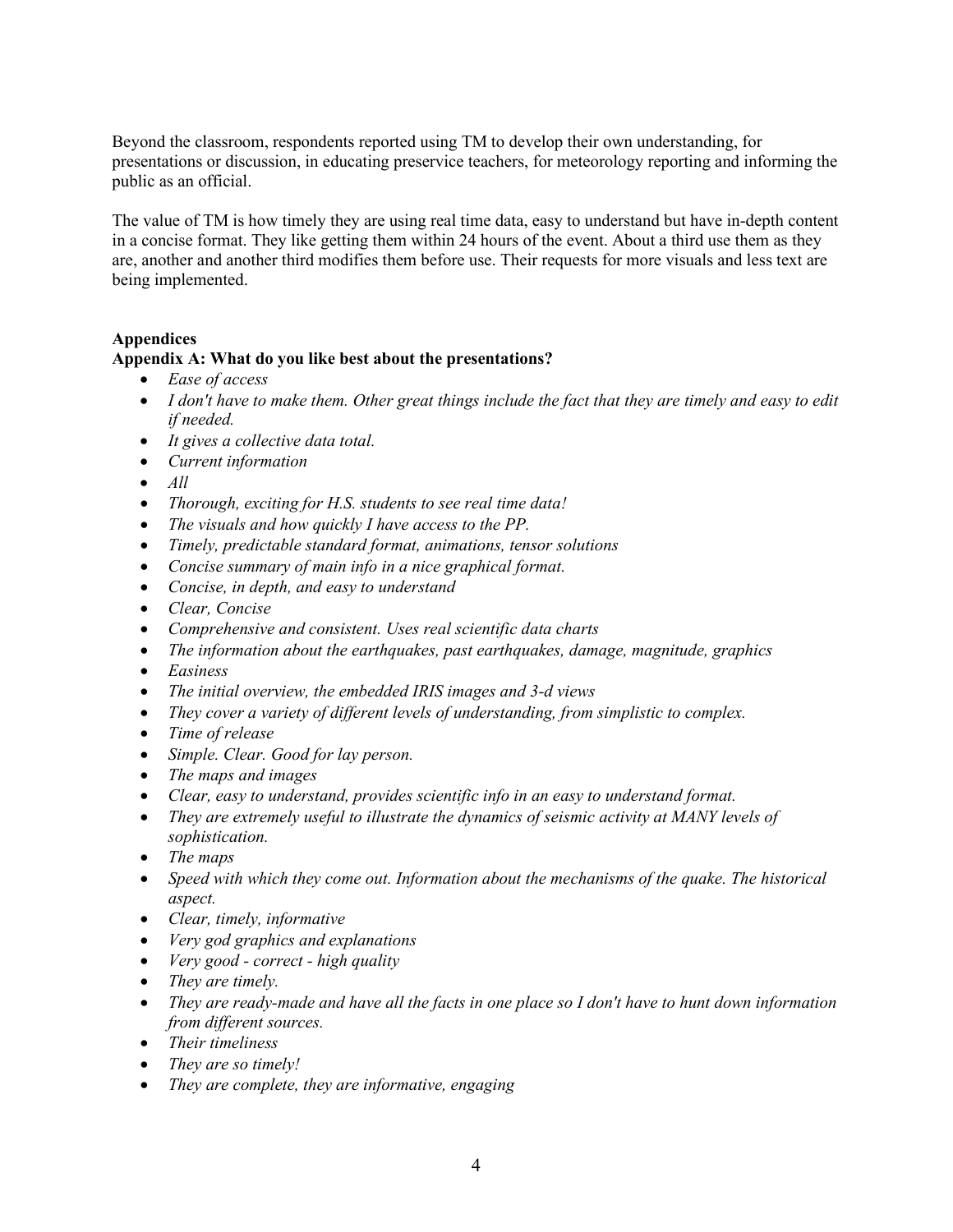Beyond the classroom, respondents reported using TM to develop their own understanding, for presentations or discussion, in educating preservice teachers, for meteorology reporting and informing the public as an official.

The value of TM is how timely they are using real time data, easy to understand but have in-depth content in a concise format. They like getting them within 24 hours of the event. About a third use them as they are, another and another third modifies them before use. Their requests for more visuals and less text are being implemented.

## Appendices

### Appendix A: What do you like best about the presentations?

- *Ease of access*
- *I don't have to make them. Other great things include the fact that they are timely and easy to edit if needed.*
- *It gives a collective data total.*
- *Current information*
- *All*
- *Thorough, exciting for H.S. students to see real time data!*
- *The visuals and how quickly I have access to the PP.*
- *Timely, predictable standard format, animations, tensor solutions*
- *Concise summary of main info in a nice graphical format.*
- *Concise, in depth, and easy to understand*
- *Clear, Concise*
- *Comprehensive and consistent. Uses real scientific data charts*
- *The information about the earthquakes, past earthquakes, damage, magnitude, graphics*
- *Easiness*
- *The initial overview, the embedded IRIS images and 3-d views*
- *They cover a variety of different levels of understanding, from simplistic to complex.*
- *Time of release*
- *Simple. Clear. Good for lay person.*
- *The maps and images*
- *Clear, easy to understand, provides scientific info in an easy to understand format.*
- *They are extremely useful to illustrate the dynamics of seismic activity at MANY levels of sophistication.*
- *The maps*
- *Speed with which they come out. Information about the mechanisms of the quake. The historical aspect.*
- *Clear, timely, informative*
- *Very god graphics and explanations*
- *Very good - correct - high quality*
- *They are timely.*
- *They are ready-made and have all the facts in one place so I don't have to hunt down information from different sources.*
- *Their timeliness*
- *They are so timely!*
- *They are complete, they are informative, engaging*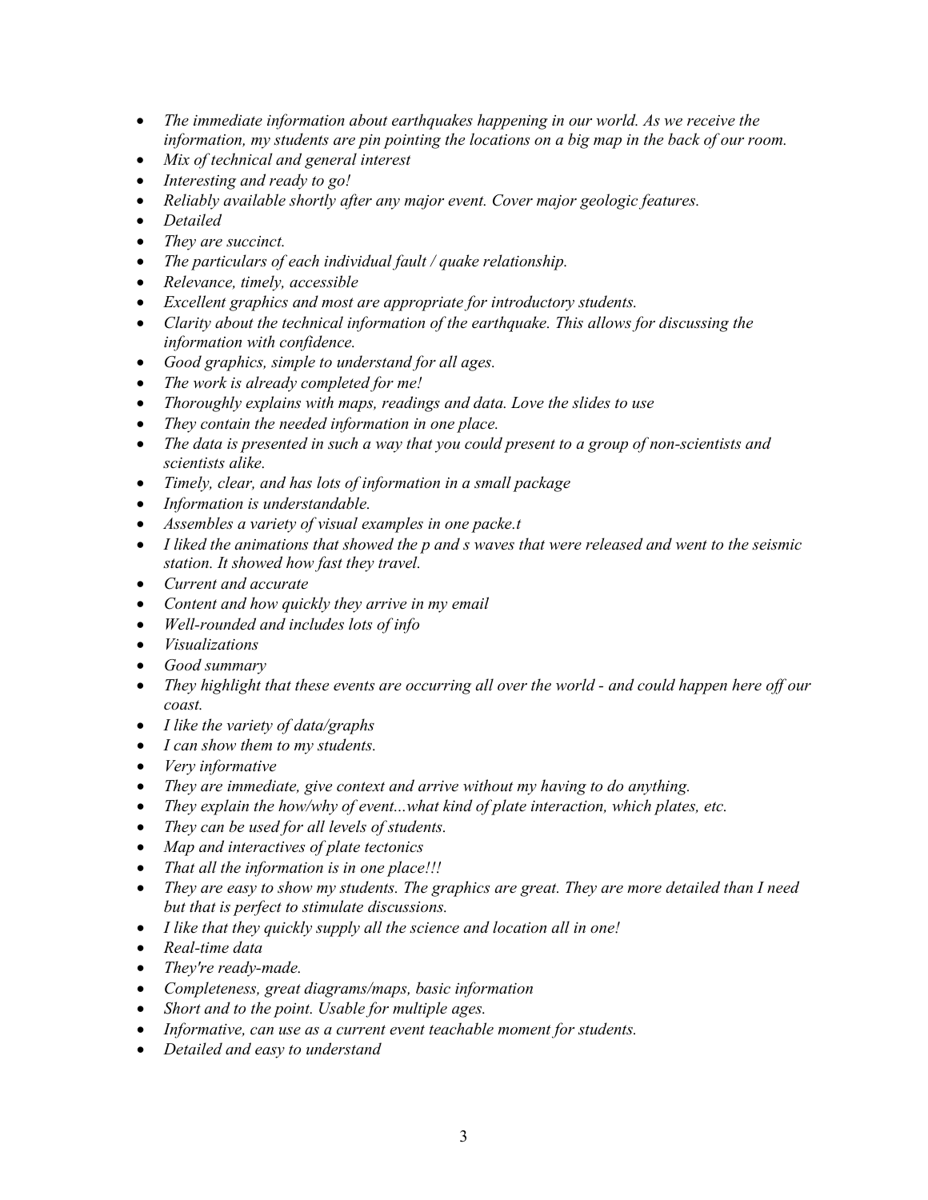- *The immediate information about earthquakes happening in our world. As we receive the information, my students are pin pointing the locations on a big map in the back of our room.*
- *Mix of technical and general interest*
- *Interesting and ready to go!*
- *Reliably available shortly after any major event. Cover major geologic features.*
- *Detailed*
- *They are succinct.*
- *The particulars of each individual fault / quake relationship.*
- *Relevance, timely, accessible*
- *Excellent graphics and most are appropriate for introductory students.*
- *Clarity about the technical information of the earthquake. This allows for discussing the information with confidence.*
- *Good graphics, simple to understand for all ages.*
- *The work is already completed for me!*
- *Thoroughly explains with maps, readings and data. Love the slides to use*
- *They contain the needed information in one place.*
- *The data is presented in such a way that you could present to a group of non-scientists and scientists alike.*
- *Timely, clear, and has lots of information in a small package*
- *Information is understandable.*
- *Assembles a variety of visual examples in one packe.t*
- *I liked the animations that showed the p and s waves that were released and went to the seismic station. It showed how fast they travel.*
- *Current and accurate*
- *Content and how quickly they arrive in my email*
- *Well-rounded and includes lots of info*
- *Visualizations*
- *Good summary*
- *They highlight that these events are occurring all over the world - and could happen here off our coast.*
- *I like the variety of data/graphs*
- *I can show them to my students.*
- *Very informative*
- *They are immediate, give context and arrive without my having to do anything.*
- *They explain the how/why of event...what kind of plate interaction, which plates, etc.*
- *They can be used for all levels of students.*
- *Map and interactives of plate tectonics*
- *That all the information is in one place!!!*
- *They are easy to show my students. The graphics are great. They are more detailed than I need but that is perfect to stimulate discussions.*
- *I like that they quickly supply all the science and location all in one!*
- *Real-time data*
- *They're ready-made.*
- *Completeness, great diagrams/maps, basic information*
- *Short and to the point. Usable for multiple ages.*
- *Informative, can use as a current event teachable moment for students.*
- *Detailed and easy to understand*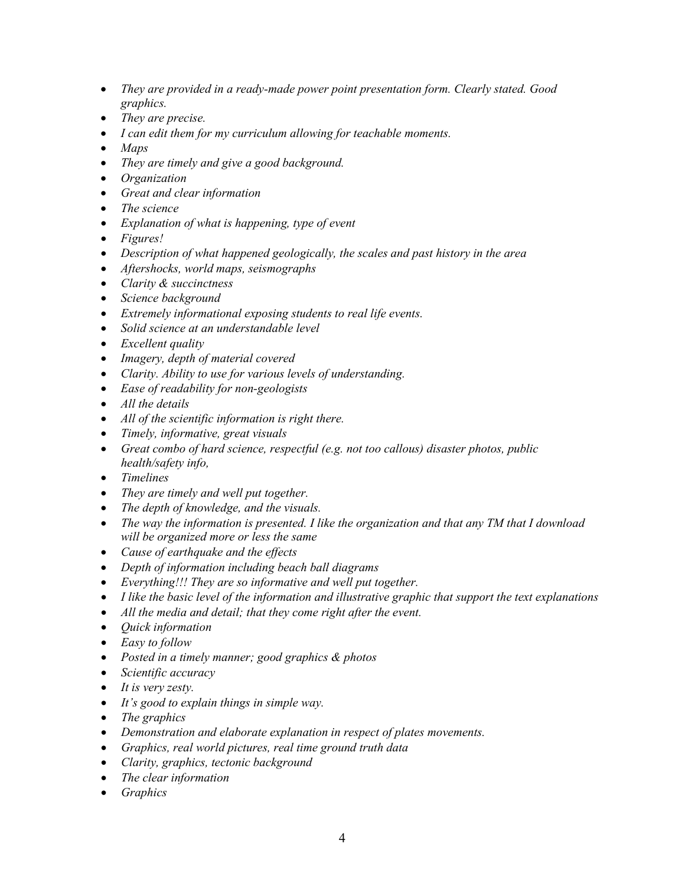- *They are provided in a ready-made power point presentation form. Clearly stated. Good graphics.*
- *They are precise.*
- *I can edit them for my curriculum allowing for teachable moments.*
- *Maps*
- *They are timely and give a good background.*
- *Organization*
- *Great and clear information*
- *The science*
- *Explanation of what is happening, type of event*
- *Figures!*
- *Description of what happened geologically, the scales and past history in the area*
- *Aftershocks, world maps, seismographs*
- *Clarity & succinctness*
- *Science background*
- *Extremely informational exposing students to real life events.*
- *Solid science at an understandable level*
- *Excellent quality*
- *Imagery, depth of material covered*
- *Clarity. Ability to use for various levels of understanding.*
- *Ease of readability for non-geologists*
- *All the details*
- *All of the scientific information is right there.*
- *Timely, informative, great visuals*
- *Great combo of hard science, respectful (e.g. not too callous) disaster photos, public health/safety info,*
- *Timelines*
- *They are timely and well put together.*
- *The depth of knowledge, and the visuals.*
- *The way the information is presented. I like the organization and that any TM that I download will be organized more or less the same*
- *Cause of earthquake and the effects*
- *Depth of information including beach ball diagrams*
- *Everything!!! They are so informative and well put together.*
- *I like the basic level of the information and illustrative graphic that support the text explanations*
- *All the media and detail; that they come right after the event.*
- *Quick information*
- *Easy to follow*
- *Posted in a timely manner; good graphics & photos*
- *Scientific accuracy*
- *It is very zesty.*
- *It's good to explain things in simple way.*
- *The graphics*
- *Demonstration and elaborate explanation in respect of plates movements.*
- *Graphics, real world pictures, real time ground truth data*
- *Clarity, graphics, tectonic background*
- *The clear information*
- *Graphics*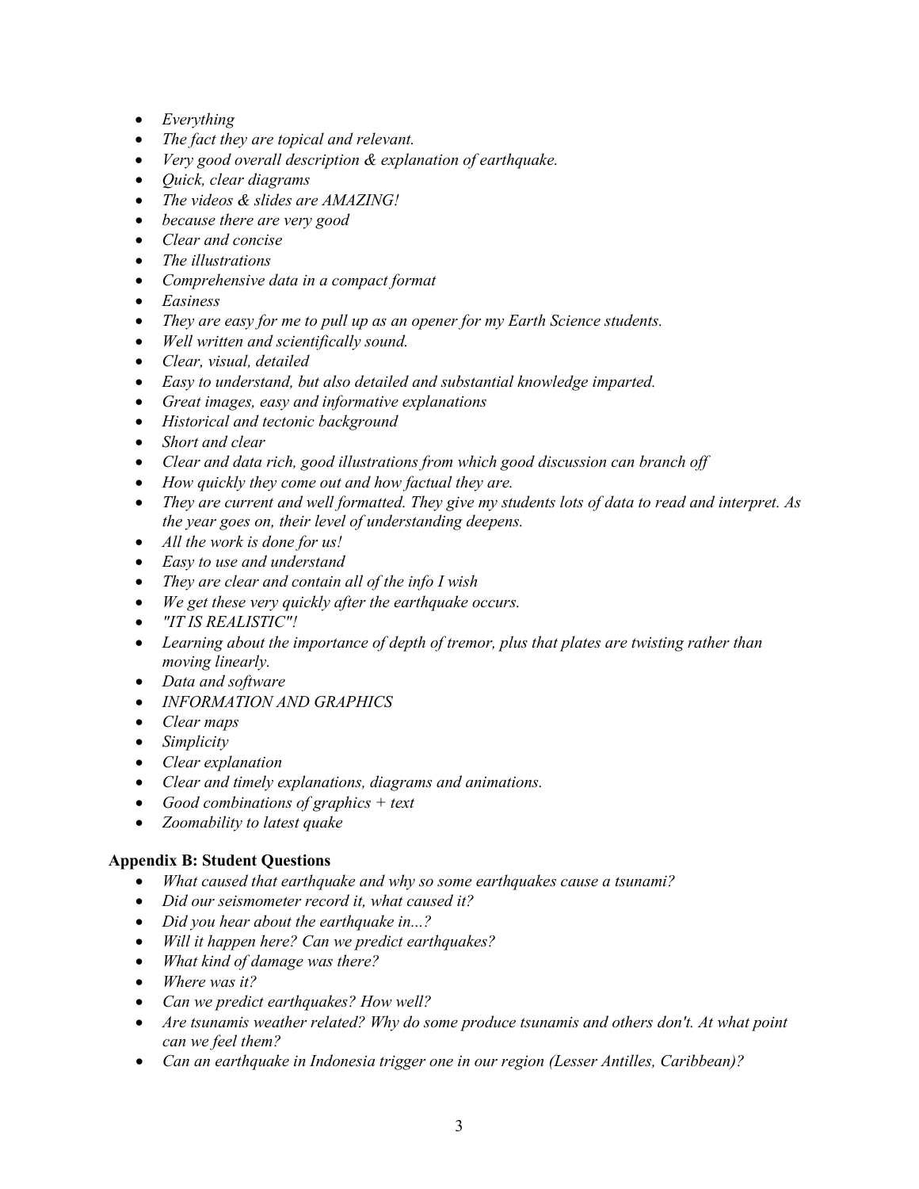- *Everything*
- *The fact they are topical and relevant.*
- *Very good overall description & explanation of earthquake.*
- *Quick, clear diagrams*
- *The videos & slides are AMAZING!*
- *because there are very good*
- *Clear and concise*
- *The illustrations*
- *Comprehensive data in a compact format*
- *Easiness*
- *They are easy for me to pull up as an opener for my Earth Science students.*
- *Well written and scientifically sound.*
- *Clear, visual, detailed*
- *Easy to understand, but also detailed and substantial knowledge imparted.*
- *Great images, easy and informative explanations*
- *Historical and tectonic background*
- *Short and clear*
- *Clear and data rich, good illustrations from which good discussion can branch off*
- *How quickly they come out and how factual they are.*
- *They are current and well formatted. They give my students lots of data to read and interpret. As the year goes on, their level of understanding deepens.*
- *All the work is done for us!*
- *Easy to use and understand*
- *They are clear and contain all of the info I wish*
- *We get these very quickly after the earthquake occurs.*
- *"IT IS REALISTIC"!*
- *Learning about the importance of depth of tremor, plus that plates are twisting rather than moving linearly.*
- *Data and software*
- *INFORMATION AND GRAPHICS*
- *Clear maps*
- *Simplicity*
- *Clear explanation*
- *Clear and timely explanations, diagrams and animations.*
- *Good combinations of graphics + text*
- *Zoomability to latest quake*

**Appendix B: Student Questions**

- *What caused that earthquake and why so some earthquakes cause a tsunami?*
- *Did our seismometer record it, what caused it?*
- *Did you hear about the earthquake in...?*
- *Will it happen here? Can we predict earthquakes?*
- *What kind of damage was there?*
- *Where was it?*
- *Can we predict earthquakes? How well?*
- *Are tsunamis weather related? Why do some produce tsunamis and others don't. At what point can we feel them?*
- *Can an earthquake in Indonesia trigger one in our region (Lesser Antilles, Caribbean)?*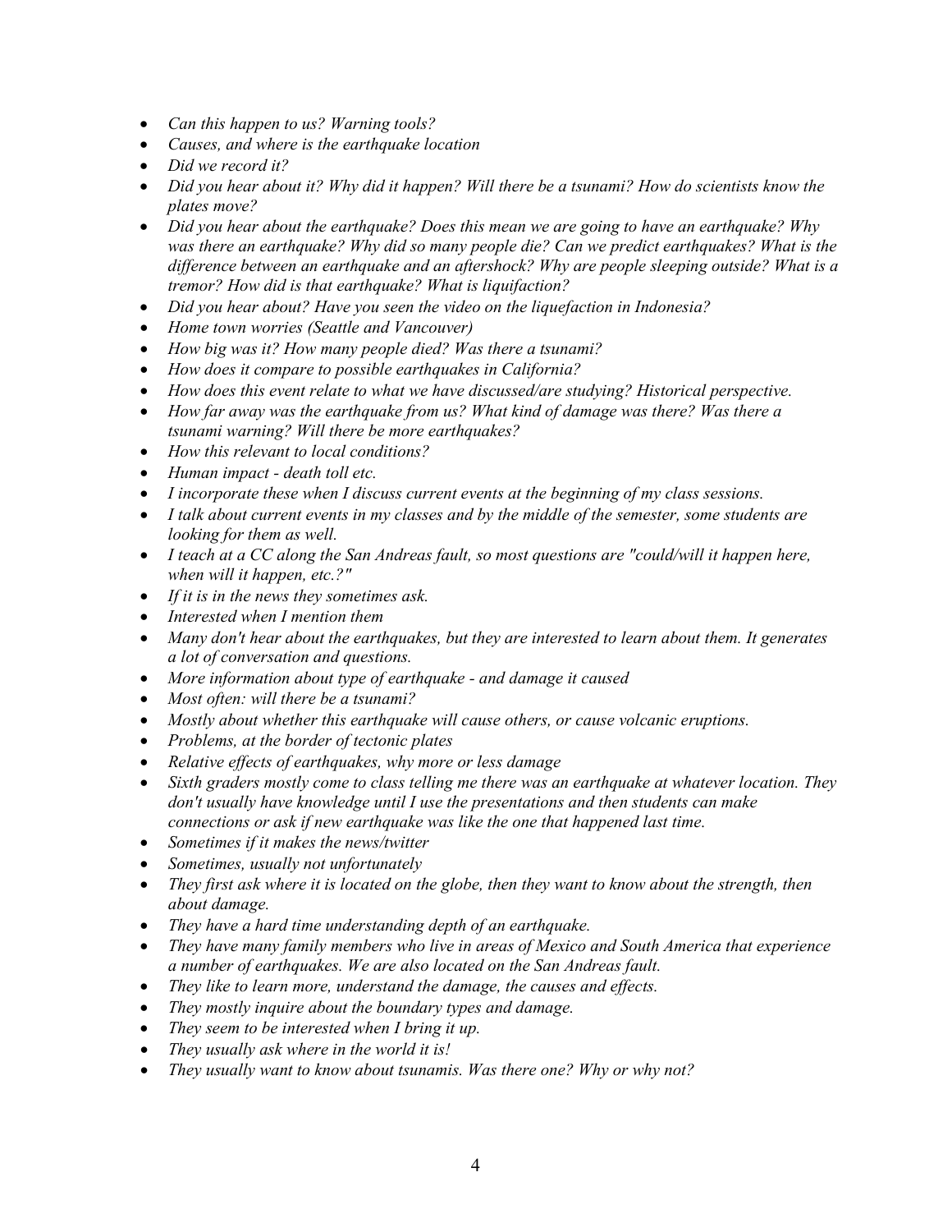- *Can this happen to us? Warning tools?*
- *Causes, and where is the earthquake location*
- *Did we record it?*
- *Did you hear about it? Why did it happen? Will there be a tsunami? How do scientists know the plates move?*
- *Did you hear about the earthquake? Does this mean we are going to have an earthquake? Why was there an earthquake? Why did so many people die? Can we predict earthquakes? What is the difference between an earthquake and an aftershock? Why are people sleeping outside? What is a tremor? How did is that earthquake? What is liquifaction?*
- *Did you hear about? Have you seen the video on the liquefaction in Indonesia?*
- *Home town worries (Seattle and Vancouver)*
- *How big was it? How many people died? Was there a tsunami?*
- *How does it compare to possible earthquakes in California?*
- *How does this event relate to what we have discussed/are studying? Historical perspective.*
- *How far away was the earthquake from us? What kind of damage was there? Was there a tsunami warning? Will there be more earthquakes?*
- *How this relevant to local conditions?*
- *Human impact - death toll etc.*
- *I incorporate these when I discuss current events at the beginning of my class sessions.*
- *I talk about current events in my classes and by the middle of the semester, some students are looking for them as well.*
- *I teach at a CC along the San Andreas fault, so most questions are "could/will it happen here, when will it happen, etc.?"*
- *If it is in the news they sometimes ask.*
- *Interested when I mention them*
- *Many don't hear about the earthquakes, but they are interested to learn about them. It generates a lot of conversation and questions.*
- *More information about type of earthquake - and damage it caused*
- *Most often: will there be a tsunami?*
- *Mostly about whether this earthquake will cause others, or cause volcanic eruptions.*
- *Problems, at the border of tectonic plates*
- *Relative effects of earthquakes, why more or less damage*
- *Sixth graders mostly come to class telling me there was an earthquake at whatever location. They don't usually have knowledge until I use the presentations and then students can make connections or ask if new earthquake was like the one that happened last time.*
- *Sometimes if it makes the news/twitter*
- *Sometimes, usually not unfortunately*
- *They first ask where it is located on the globe, then they want to know about the strength, then about damage.*
- *They have a hard time understanding depth of an earthquake.*
- *They have many family members who live in areas of Mexico and South America that experience a number of earthquakes. We are also located on the San Andreas fault.*
- *They like to learn more, understand the damage, the causes and effects.*
- *They mostly inquire about the boundary types and damage.*
- *They seem to be interested when I bring it up.*
- *They usually ask where in the world it is!*
- *They usually want to know about tsunamis. Was there one? Why or why not?*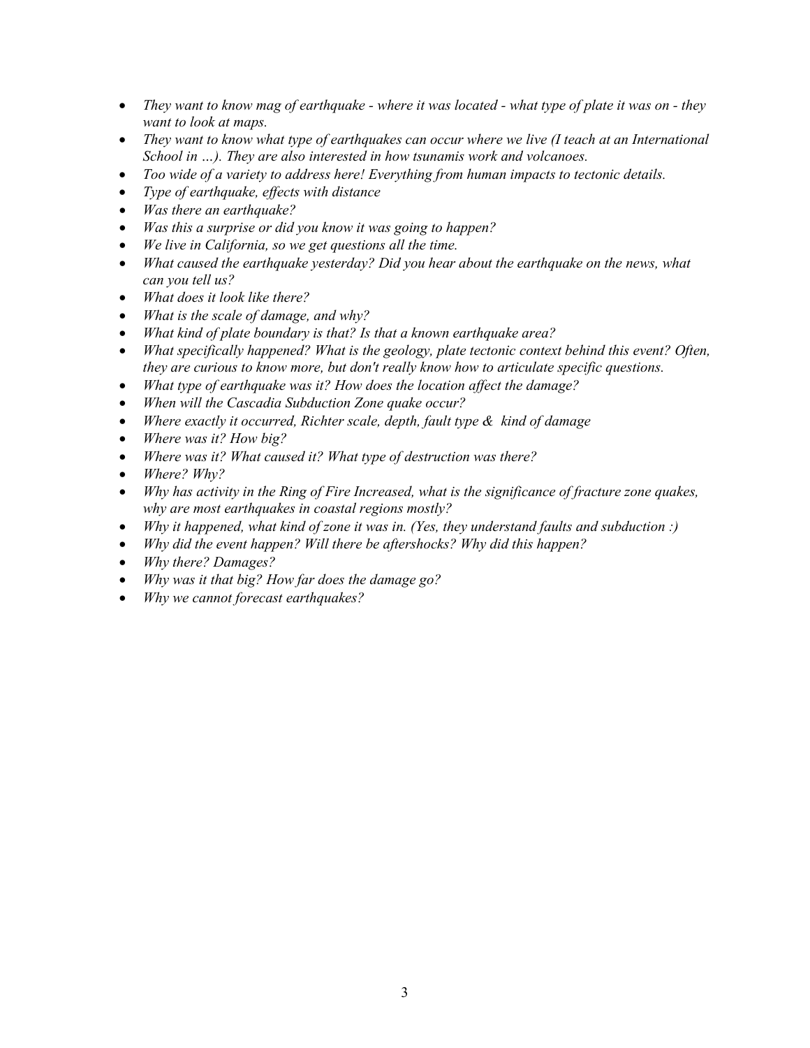- *They want to know mag of earthquake - where it was located - what type of plate it was on - they want to look at maps.*
- *They want to know what type of earthquakes can occur where we live (I teach at an International School in …). They are also interested in how tsunamis work and volcanoes.*
- *Too wide of a variety to address here! Everything from human impacts to tectonic details.*
- *Type of earthquake, effects with distance*
- *Was there an earthquake?*
- *Was this a surprise or did you know it was going to happen?*
- *We live in California, so we get questions all the time.*
- *What caused the earthquake yesterday? Did you hear about the earthquake on the news, what can you tell us?*
- *What does it look like there?*
- *What is the scale of damage, and why?*
- *What kind of plate boundary is that? Is that a known earthquake area?*
- *What specifically happened? What is the geology, plate tectonic context behind this event? Often, they are curious to know more, but don't really know how to articulate specific questions.*
- *What type of earthquake was it? How does the location affect the damage?*
- *When will the Cascadia Subduction Zone quake occur?*
- *Where exactly it occurred, Richter scale, depth, fault type & kind of damage*
- *Where was it? How big?*
- *Where was it? What caused it? What type of destruction was there?*
- *Where? Why?*
- *Why has activity in the Ring of Fire Increased, what is the significance of fracture zone quakes, why are most earthquakes in coastal regions mostly?*
- *Why it happened, what kind of zone it was in. (Yes, they understand faults and subduction :)*
- *Why did the event happen? Will there be aftershocks? Why did this happen?*
- *Why there? Damages?*
- *Why was it that big? How far does the damage go?*
- *Why we cannot forecast earthquakes?*